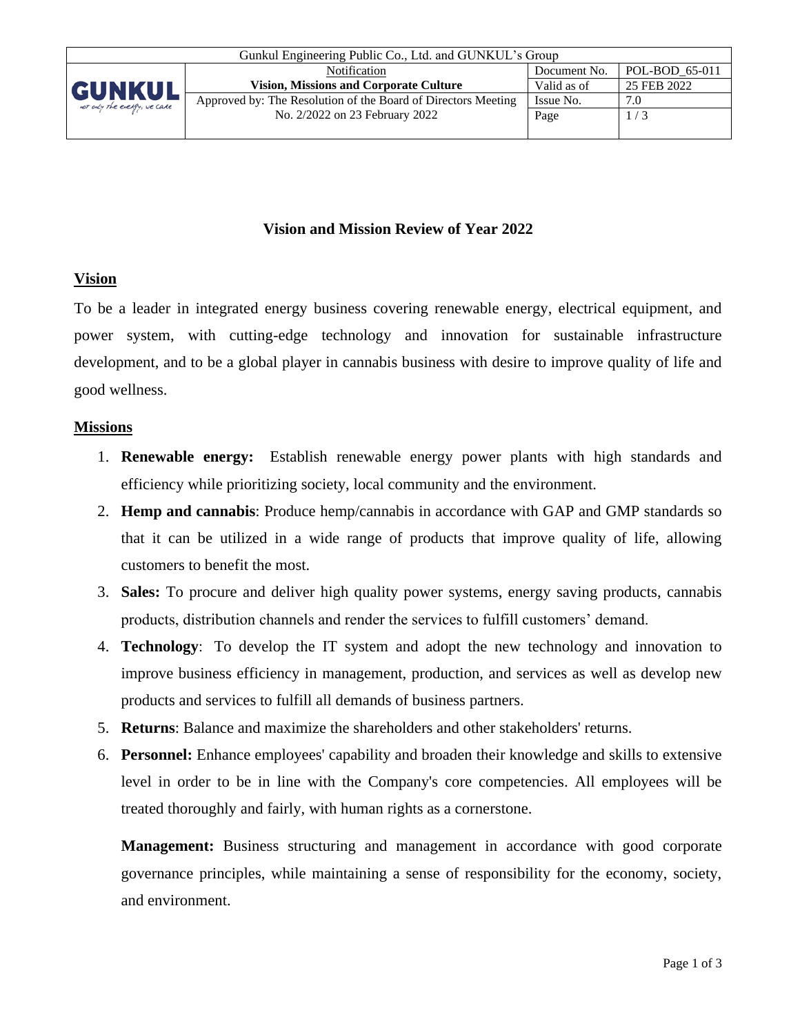| Gunkul Engineering Public Co., Ltd. and GUNKUL's Group | | | |
|---|---|---|---|
| GUNKUL | Notification | Document No. | POL-BOD_65-011 |
| | **Vision, Missions and Corporate Culture** | Valid as of | 25 FEB 2022 |
| | Approved by: The Resolution of the Board of Directors Meeting No. 2/2022 on 23 February 2022 | Issue No. | 7.0 |
| | | Page | 1 / 3 |

## Vision and Mission Review of Year 2022

### Vision

To be a leader in integrated energy business covering renewable energy, electrical equipment, and power system, with cutting-edge technology and innovation for sustainable infrastructure development, and to be a global player in cannabis business with desire to improve quality of life and good wellness.

### Missions

1. **Renewable energy:** Establish renewable energy power plants with high standards and efficiency while prioritizing society, local community and the environment.
2. **Hemp and cannabis**: Produce hemp/cannabis in accordance with GAP and GMP standards so that it can be utilized in a wide range of products that improve quality of life, allowing customers to benefit the most.
3. **Sales:** To procure and deliver high quality power systems, energy saving products, cannabis products, distribution channels and render the services to fulfill customers' demand.
4. **Technology**: To develop the IT system and adopt the new technology and innovation to improve business efficiency in management, production, and services as well as develop new products and services to fulfill all demands of business partners.
5. **Returns**: Balance and maximize the shareholders and other stakeholders' returns.
6. **Personnel:** Enhance employees' capability and broaden their knowledge and skills to extensive level in order to be in line with the Company's core competencies. All employees will be treated thoroughly and fairly, with human rights as a cornerstone.

   **Management:** Business structuring and management in accordance with good corporate governance principles, while maintaining a sense of responsibility for the economy, society, and environment.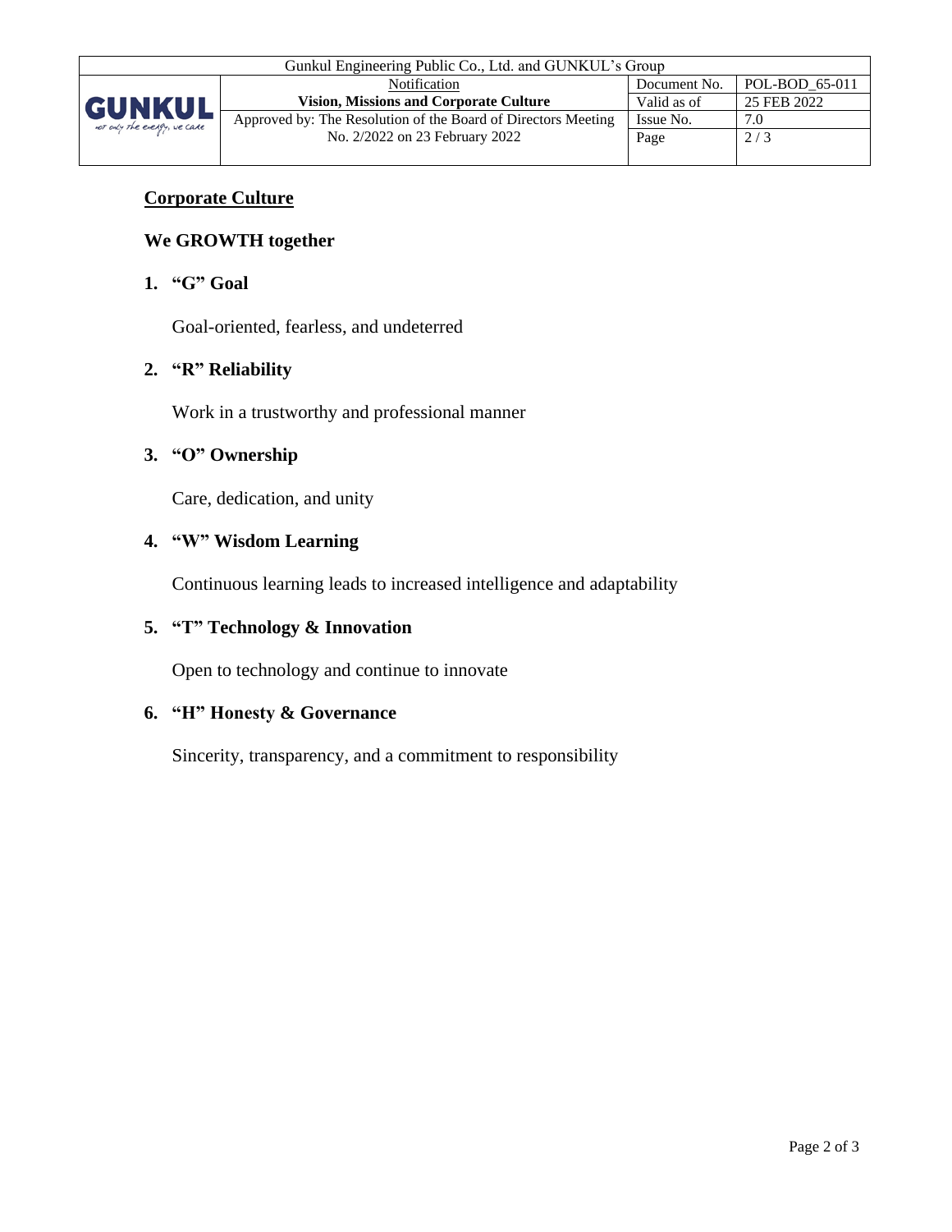## Corporate Culture

### We GROWTH together

1. **"G" Goal**

   Goal-oriented, fearless, and undeterred

2. **"R" Reliability**

   Work in a trustworthy and professional manner

3. **"O" Ownership**

   Care, dedication, and unity

4. **"W" Wisdom Learning**

   Continuous learning leads to increased intelligence and adaptability

5. **"T" Technology & Innovation**

   Open to technology and continue to innovate

6. **"H" Honesty & Governance**

   Sincerity, transparency, and a commitment to responsibility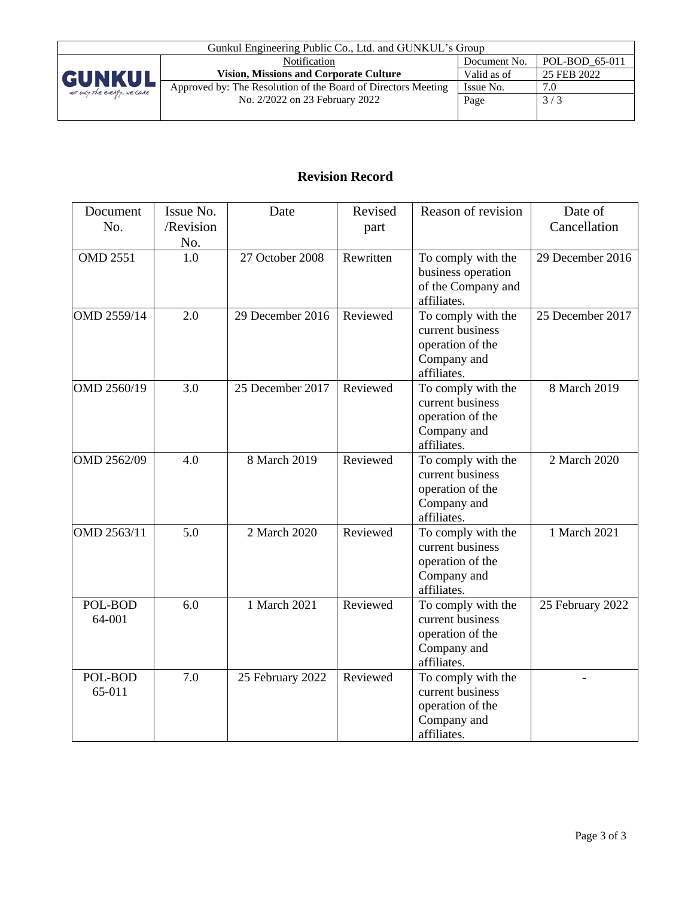## Revision Record

| Document No. | Issue No. /Revision No. | Date | Revised part | Reason of revision | Date of Cancellation |
|---|---|---|---|---|---|
| OMD 2551 | 1.0 | 27 October 2008 | Rewritten | To comply with the business operation of the Company and affiliates. | 29 December 2016 |
| OMD 2559/14 | 2.0 | 29 December 2016 | Reviewed | To comply with the current business operation of the Company and affiliates. | 25 December 2017 |
| OMD 2560/19 | 3.0 | 25 December 2017 | Reviewed | To comply with the current business operation of the Company and affiliates. | 8 March 2019 |
| OMD 2562/09 | 4.0 | 8 March 2019 | Reviewed | To comply with the current business operation of the Company and affiliates. | 2 March 2020 |
| OMD 2563/11 | 5.0 | 2 March 2020 | Reviewed | To comply with the current business operation of the Company and affiliates. | 1 March 2021 |
| POL-BOD 64-001 | 6.0 | 1 March 2021 | Reviewed | To comply with the current business operation of the Company and affiliates. | 25 February 2022 |
| POL-BOD 65-011 | 7.0 | 25 February 2022 | Reviewed | To comply with the current business operation of the Company and affiliates. | - |